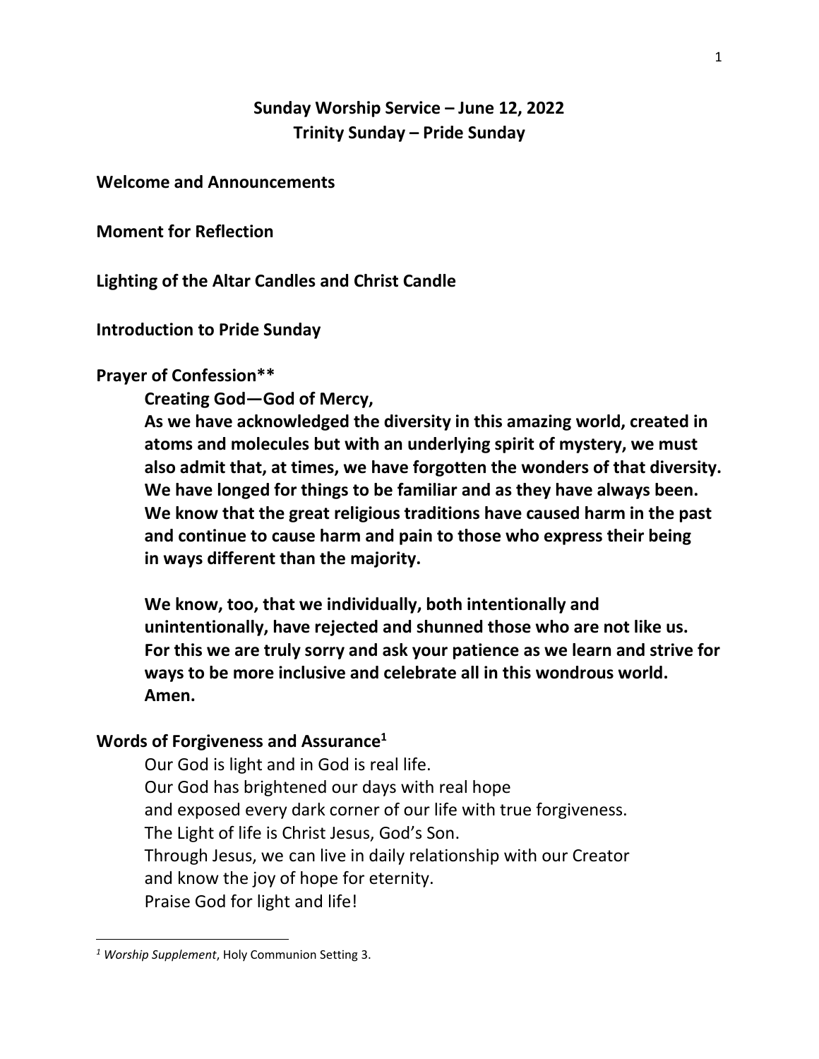# Sunday Worship Service – June 12, 2022
## Trinity Sunday – Pride Sunday

**Welcome and Announcements**

**Moment for Reflection**

**Lighting of the Altar Candles and Christ Candle**

**Introduction to Pride Sunday**

**Prayer of Confession****

> **Creating God—God of Mercy,**
> **As we have acknowledged the diversity in this amazing world, created in atoms and molecules but with an underlying spirit of mystery, we must also admit that, at times, we have forgotten the wonders of that diversity. We have longed for things to be familiar and as they have always been. We know that the great religious traditions have caused harm in the past and continue to cause harm and pain to those who express their being in ways different than the majority.**
>
> **We know, too, that we individually, both intentionally and unintentionally, have rejected and shunned those who are not like us. For this we are truly sorry and ask your patience as we learn and strive for ways to be more inclusive and celebrate all in this wondrous world. Amen.**

**Words of Forgiveness and Assurance**[1]

> Our God is light and in God is real life.
> Our God has brightened our days with real hope
> and exposed every dark corner of our life with true forgiveness.
> The Light of life is Christ Jesus, God's Son.
> Through Jesus, we can live in daily relationship with our Creator
> and know the joy of hope for eternity.
> Praise God for light and life!

---

[1] *Worship Supplement*, Holy Communion Setting 3.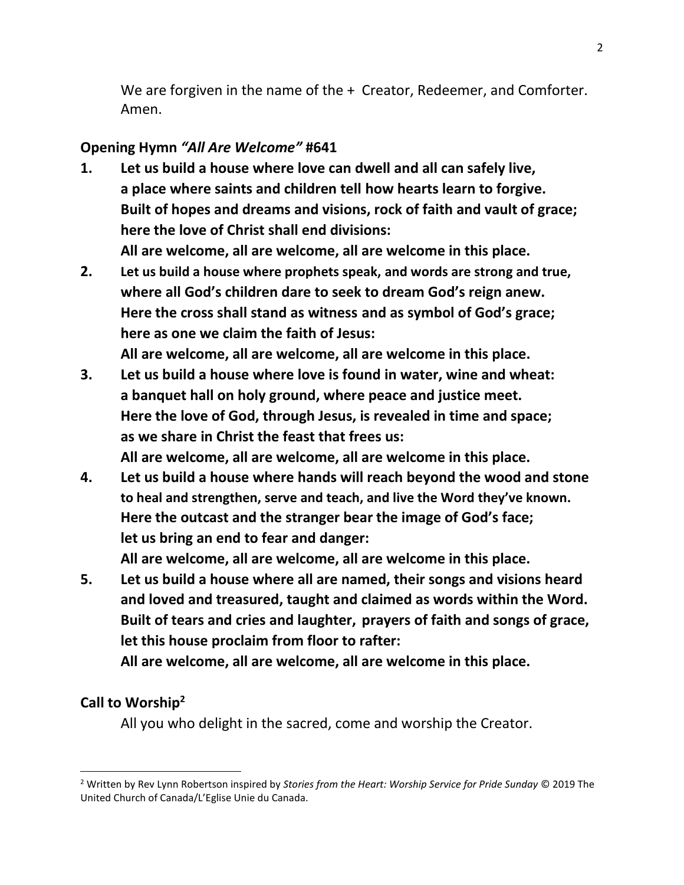We are forgiven in the name of the + Creator, Redeemer, and Comforter. Amen.

**Opening Hymn *"All Are Welcome"* #641**

1. **Let us build a house where love can dwell and all can safely live,**
   **a place where saints and children tell how hearts learn to forgive.**
   **Built of hopes and dreams and visions, rock of faith and vault of grace;**
   **here the love of Christ shall end divisions:**
   **All are welcome, all are welcome, all are welcome in this place.**
2. **Let us build a house where prophets speak, and words are strong and true,**
   **where all God's children dare to seek to dream God's reign anew.**
   **Here the cross shall stand as witness and as symbol of God's grace;**
   **here as one we claim the faith of Jesus:**
   **All are welcome, all are welcome, all are welcome in this place.**
3. **Let us build a house where love is found in water, wine and wheat:**
   **a banquet hall on holy ground, where peace and justice meet.**
   **Here the love of God, through Jesus, is revealed in time and space;**
   **as we share in Christ the feast that frees us:**
   **All are welcome, all are welcome, all are welcome in this place.**
4. **Let us build a house where hands will reach beyond the wood and stone**
   **to heal and strengthen, serve and teach, and live the Word they've known.**
   **Here the outcast and the stranger bear the image of God's face;**
   **let us bring an end to fear and danger:**
   **All are welcome, all are welcome, all are welcome in this place.**
5. **Let us build a house where all are named, their songs and visions heard**
   **and loved and treasured, taught and claimed as words within the Word.**
   **Built of tears and cries and laughter, prayers of faith and songs of grace,**
   **let this house proclaim from floor to rafter:**
   **All are welcome, all are welcome, all are welcome in this place.**

**Call to Worship[2]**

All you who delight in the sacred, come and worship the Creator.

---

[2] Written by Rev Lynn Robertson inspired by *Stories from the Heart: Worship Service for Pride Sunday* © 2019 The United Church of Canada/L'Eglise Unie du Canada.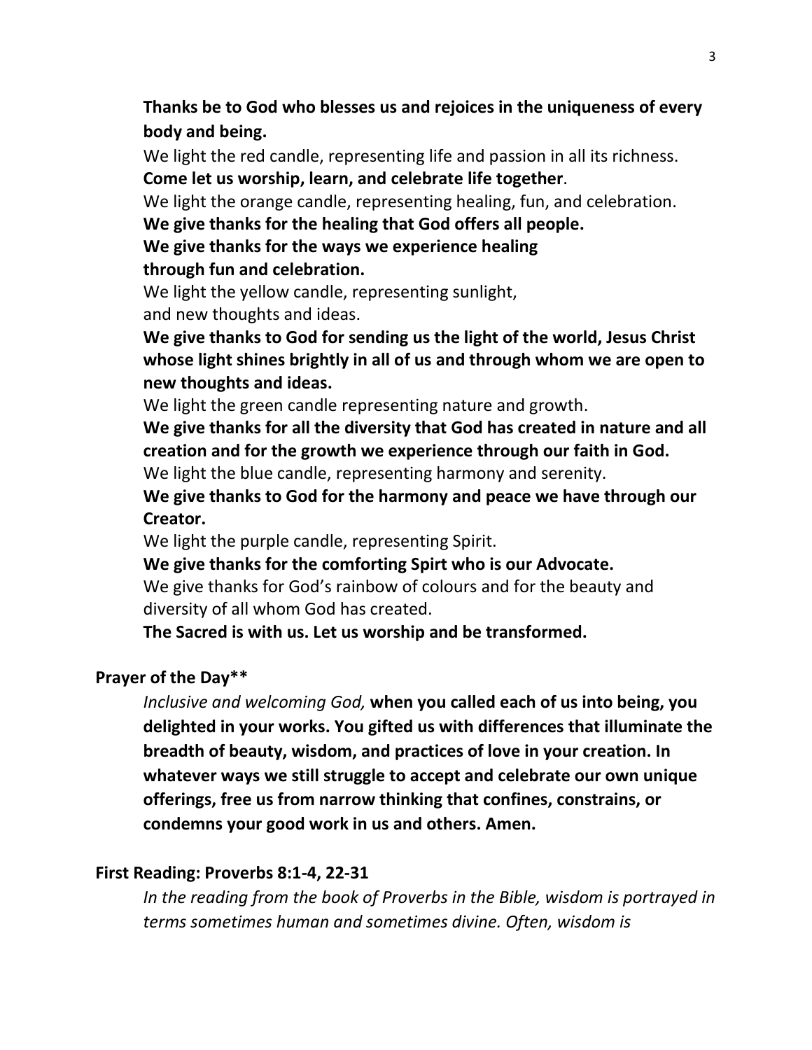**Thanks be to God who blesses us and rejoices in the uniqueness of every body and being.**

We light the red candle, representing life and passion in all its richness.

**Come let us worship, learn, and celebrate life together**.

We light the orange candle, representing healing, fun, and celebration.

**We give thanks for the healing that God offers all people.**
**We give thanks for the ways we experience healing through fun and celebration.**

We light the yellow candle, representing sunlight, and new thoughts and ideas.

**We give thanks to God for sending us the light of the world, Jesus Christ whose light shines brightly in all of us and through whom we are open to new thoughts and ideas.**

We light the green candle representing nature and growth.

**We give thanks for all the diversity that God has created in nature and all creation and for the growth we experience through our faith in God.**

We light the blue candle, representing harmony and serenity.

**We give thanks to God for the harmony and peace we have through our Creator.**

We light the purple candle, representing Spirit.

**We give thanks for the comforting Spirt who is our Advocate.**

We give thanks for God's rainbow of colours and for the beauty and diversity of all whom God has created.

**The Sacred is with us. Let us worship and be transformed.**

**Prayer of the Day****

*Inclusive and welcoming God,* **when you called each of us into being, you delighted in your works. You gifted us with differences that illuminate the breadth of beauty, wisdom, and practices of love in your creation. In whatever ways we still struggle to accept and celebrate our own unique offerings, free us from narrow thinking that confines, constrains, or condemns your good work in us and others. Amen.**

**First Reading: Proverbs 8:1-4, 22-31**

*In the reading from the book of Proverbs in the Bible, wisdom is portrayed in terms sometimes human and sometimes divine. Often, wisdom is*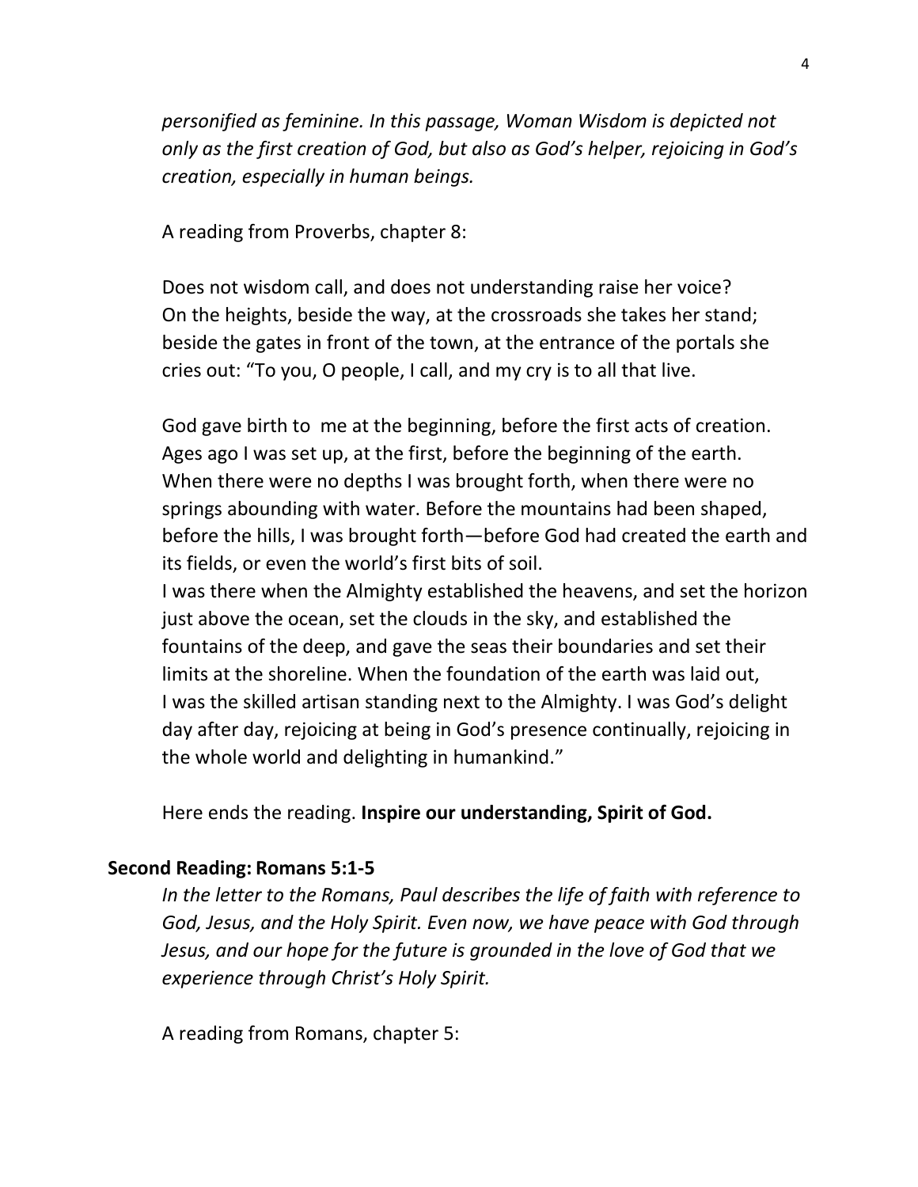*personified as feminine. In this passage, Woman Wisdom is depicted not only as the first creation of God, but also as God's helper, rejoicing in God's creation, especially in human beings.*

A reading from Proverbs, chapter 8:

Does not wisdom call, and does not understanding raise her voice? On the heights, beside the way, at the crossroads she takes her stand; beside the gates in front of the town, at the entrance of the portals she cries out: "To you, O people, I call, and my cry is to all that live.

God gave birth to me at the beginning, before the first acts of creation. Ages ago I was set up, at the first, before the beginning of the earth. When there were no depths I was brought forth, when there were no springs abounding with water. Before the mountains had been shaped, before the hills, I was brought forth—before God had created the earth and its fields, or even the world's first bits of soil.
I was there when the Almighty established the heavens, and set the horizon just above the ocean, set the clouds in the sky, and established the fountains of the deep, and gave the seas their boundaries and set their limits at the shoreline. When the foundation of the earth was laid out, I was the skilled artisan standing next to the Almighty. I was God's delight day after day, rejoicing at being in God's presence continually, rejoicing in the whole world and delighting in humankind."

Here ends the reading. **Inspire our understanding, Spirit of God.**

**Second Reading: Romans 5:1-5**

*In the letter to the Romans, Paul describes the life of faith with reference to God, Jesus, and the Holy Spirit. Even now, we have peace with God through Jesus, and our hope for the future is grounded in the love of God that we experience through Christ's Holy Spirit.*

A reading from Romans, chapter 5: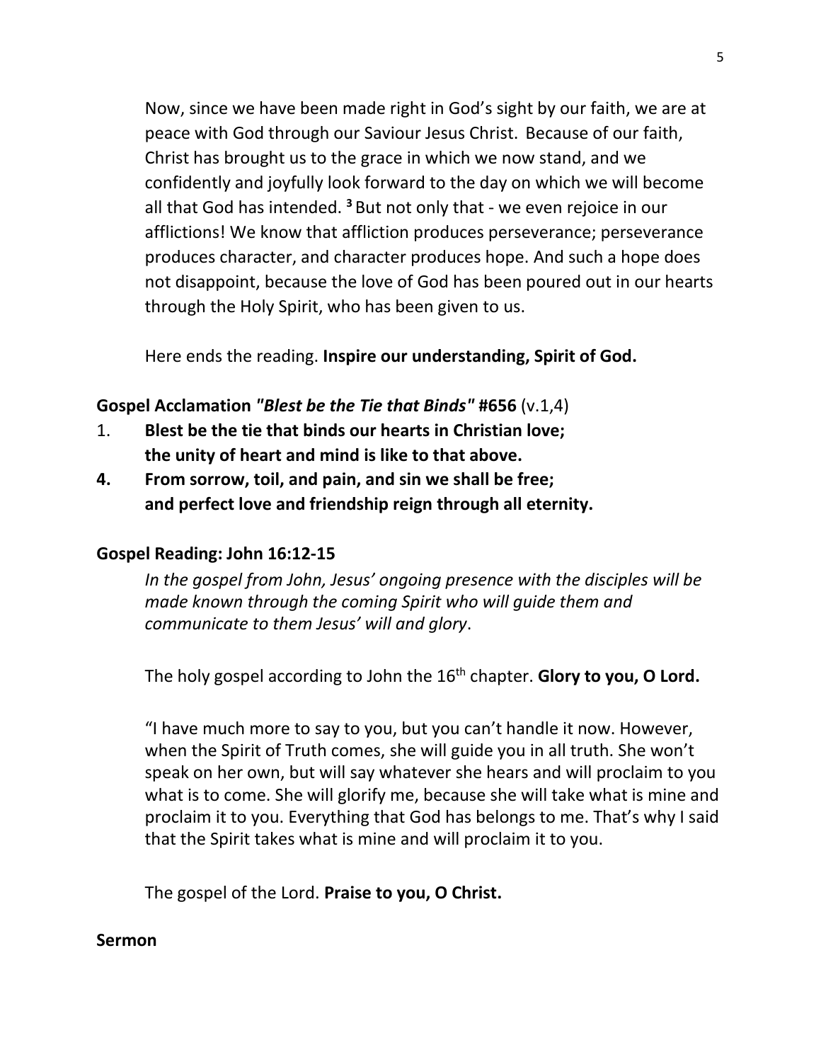Now, since we have been made right in God's sight by our faith, we are at peace with God through our Saviour Jesus Christ. Because of our faith, Christ has brought us to the grace in which we now stand, and we confidently and joyfully look forward to the day on which we will become all that God has intended. [3] But not only that - we even rejoice in our afflictions! We know that affliction produces perseverance; perseverance produces character, and character produces hope. And such a hope does not disappoint, because the love of God has been poured out in our hearts through the Holy Spirit, who has been given to us.

Here ends the reading. **Inspire our understanding, Spirit of God.**

**Gospel Acclamation *"Blest be the Tie that Binds"* #656** (v.1,4)

1. **Blest be the tie that binds our hearts in Christian love; the unity of heart and mind is like to that above.**
4. **From sorrow, toil, and pain, and sin we shall be free; and perfect love and friendship reign through all eternity.**

**Gospel Reading: John 16:12-15**

*In the gospel from John, Jesus' ongoing presence with the disciples will be made known through the coming Spirit who will guide them and communicate to them Jesus' will and glory*.

The holy gospel according to John the 16th chapter. **Glory to you, O Lord.**

"I have much more to say to you, but you can't handle it now. However, when the Spirit of Truth comes, she will guide you in all truth. She won't speak on her own, but will say whatever she hears and will proclaim to you what is to come. She will glorify me, because she will take what is mine and proclaim it to you. Everything that God has belongs to me. That's why I said that the Spirit takes what is mine and will proclaim it to you.

The gospel of the Lord. **Praise to you, O Christ.**

**Sermon**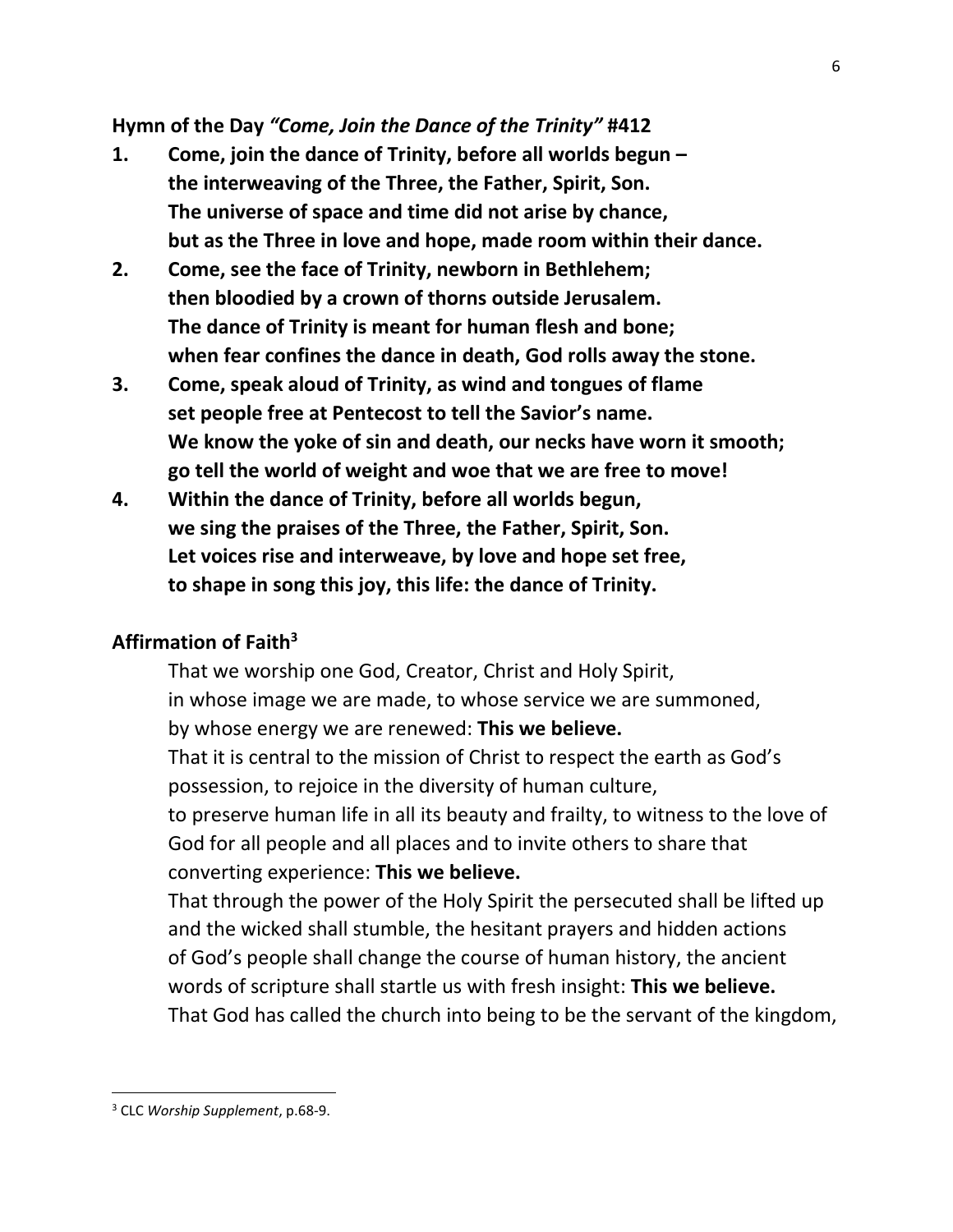**Hymn of the Day** ***"Come, Join the Dance of the Trinity"*** **#412**

1. **Come, join the dance of Trinity, before all worlds begun –**
   **the interweaving of the Three, the Father, Spirit, Son.**
   **The universe of space and time did not arise by chance,**
   **but as the Three in love and hope, made room within their dance.**
2. **Come, see the face of Trinity, newborn in Bethlehem;**
   **then bloodied by a crown of thorns outside Jerusalem.**
   **The dance of Trinity is meant for human flesh and bone;**
   **when fear confines the dance in death, God rolls away the stone.**
3. **Come, speak aloud of Trinity, as wind and tongues of flame**
   **set people free at Pentecost to tell the Savior's name.**
   **We know the yoke of sin and death, our necks have worn it smooth;**
   **go tell the world of weight and woe that we are free to move!**
4. **Within the dance of Trinity, before all worlds begun,**
   **we sing the praises of the Three, the Father, Spirit, Son.**
   **Let voices rise and interweave, by love and hope set free,**
   **to shape in song this joy, this life: the dance of Trinity.**

**Affirmation of Faith[3]**

That we worship one God, Creator, Christ and Holy Spirit,
in whose image we are made, to whose service we are summoned,
by whose energy we are renewed: **This we believe.**
That it is central to the mission of Christ to respect the earth as God's possession, to rejoice in the diversity of human culture,
to preserve human life in all its beauty and frailty, to witness to the love of God for all people and all places and to invite others to share that converting experience: **This we believe.**
That through the power of the Holy Spirit the persecuted shall be lifted up and the wicked shall stumble, the hesitant prayers and hidden actions of God's people shall change the course of human history, the ancient words of scripture shall startle us with fresh insight: **This we believe.**
That God has called the church into being to be the servant of the kingdom,

[3] CLC *Worship Supplement*, p.68-9.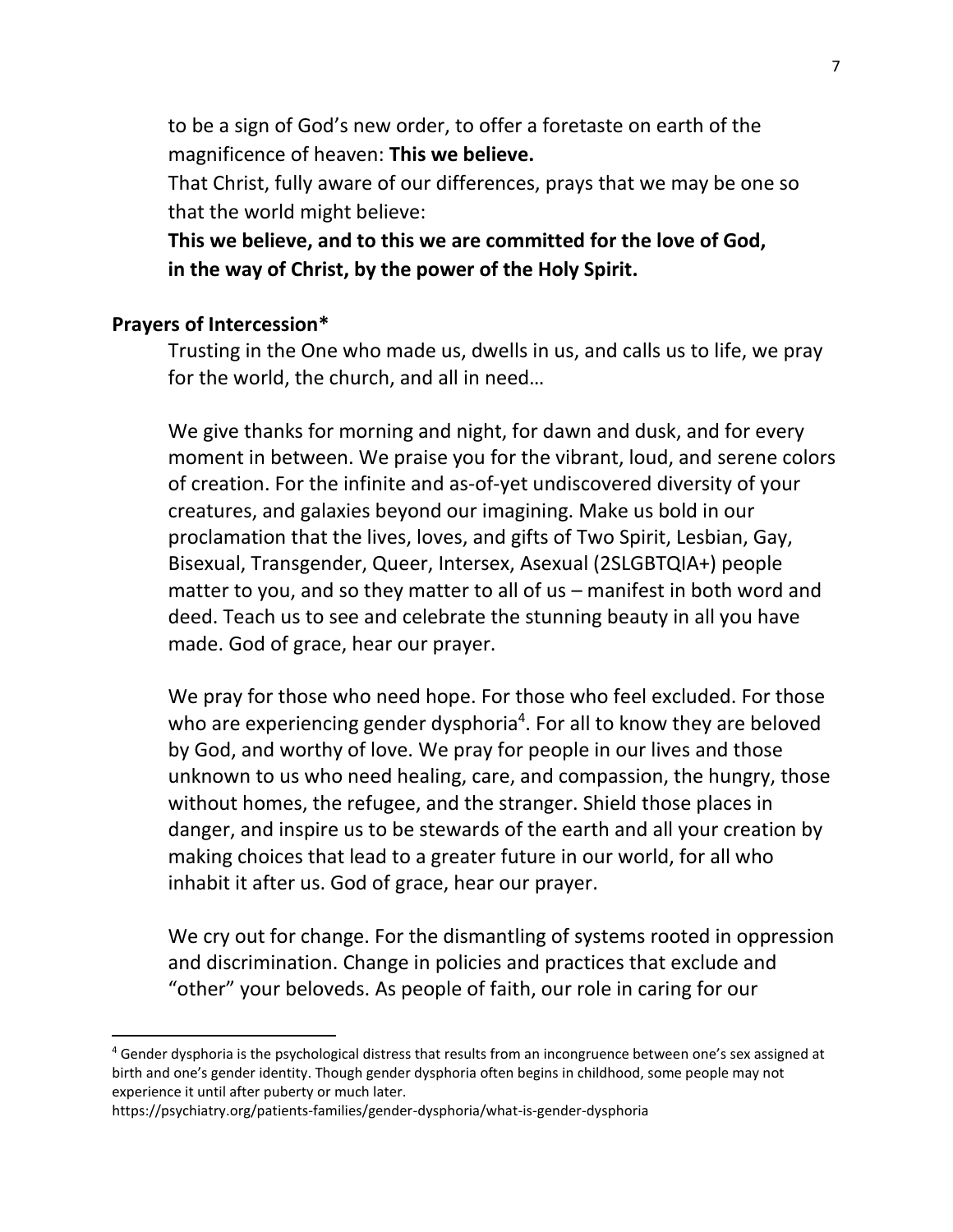to be a sign of God's new order, to offer a foretaste on earth of the magnificence of heaven: **This we believe.**

That Christ, fully aware of our differences, prays that we may be one so that the world might believe:

**This we believe, and to this we are committed for the love of God, in the way of Christ, by the power of the Holy Spirit.**

**Prayers of Intercession***

Trusting in the One who made us, dwells in us, and calls us to life, we pray for the world, the church, and all in need…

We give thanks for morning and night, for dawn and dusk, and for every moment in between. We praise you for the vibrant, loud, and serene colors of creation. For the infinite and as-of-yet undiscovered diversity of your creatures, and galaxies beyond our imagining. Make us bold in our proclamation that the lives, loves, and gifts of Two Spirit, Lesbian, Gay, Bisexual, Transgender, Queer, Intersex, Asexual (2SLGBTQIA+) people matter to you, and so they matter to all of us – manifest in both word and deed. Teach us to see and celebrate the stunning beauty in all you have made. God of grace, hear our prayer.

We pray for those who need hope. For those who feel excluded. For those who are experiencing gender dysphoria[4]. For all to know they are beloved by God, and worthy of love. We pray for people in our lives and those unknown to us who need healing, care, and compassion, the hungry, those without homes, the refugee, and the stranger. Shield those places in danger, and inspire us to be stewards of the earth and all your creation by making choices that lead to a greater future in our world, for all who inhabit it after us. God of grace, hear our prayer.

We cry out for change. For the dismantling of systems rooted in oppression and discrimination. Change in policies and practices that exclude and "other" your beloveds. As people of faith, our role in caring for our

---

[4] Gender dysphoria is the psychological distress that results from an incongruence between one's sex assigned at birth and one's gender identity. Though gender dysphoria often begins in childhood, some people may not experience it until after puberty or much later.
https://psychiatry.org/patients-families/gender-dysphoria/what-is-gender-dysphoria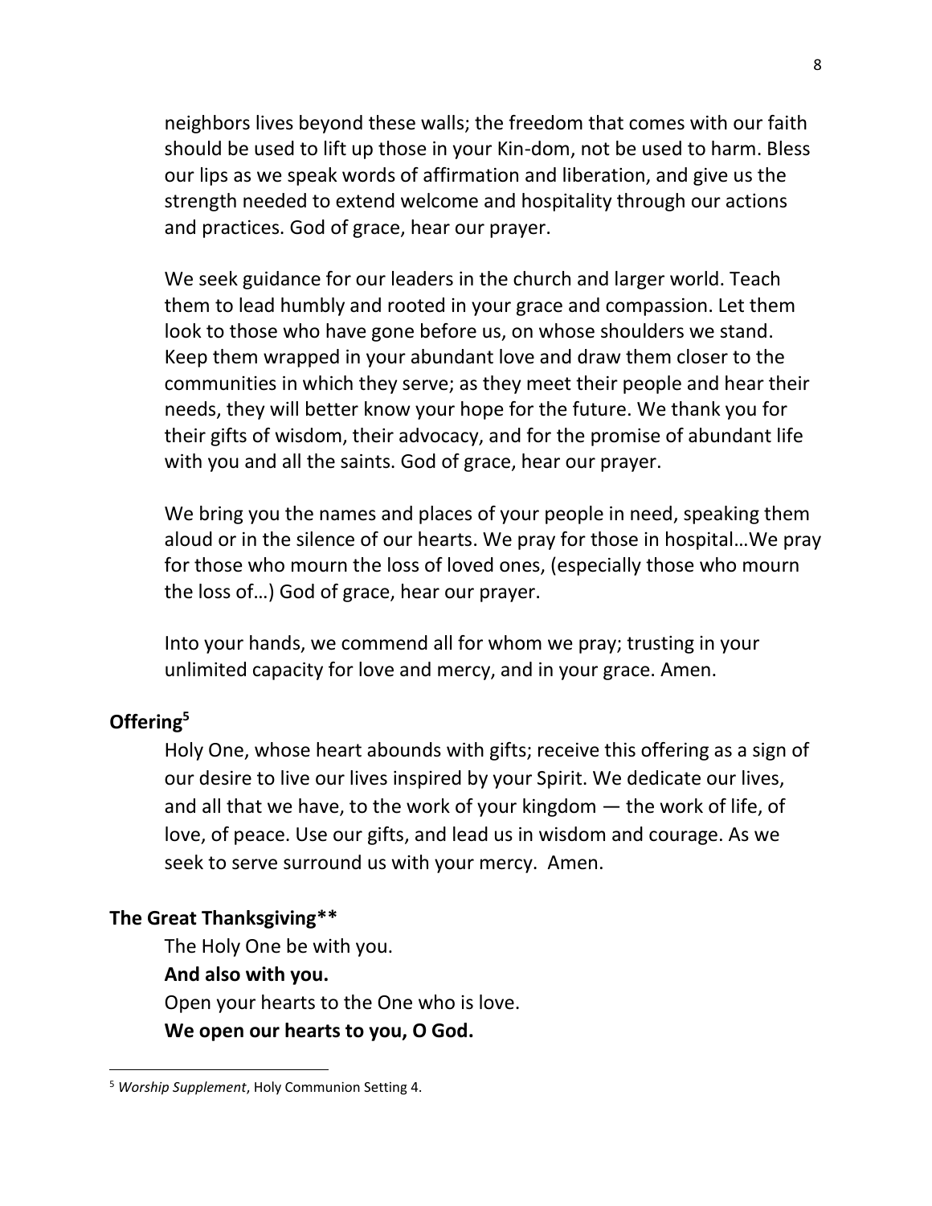neighbors lives beyond these walls; the freedom that comes with our faith should be used to lift up those in your Kin-dom, not be used to harm. Bless our lips as we speak words of affirmation and liberation, and give us the strength needed to extend welcome and hospitality through our actions and practices. God of grace, hear our prayer.

We seek guidance for our leaders in the church and larger world. Teach them to lead humbly and rooted in your grace and compassion. Let them look to those who have gone before us, on whose shoulders we stand. Keep them wrapped in your abundant love and draw them closer to the communities in which they serve; as they meet their people and hear their needs, they will better know your hope for the future. We thank you for their gifts of wisdom, their advocacy, and for the promise of abundant life with you and all the saints. God of grace, hear our prayer.

We bring you the names and places of your people in need, speaking them aloud or in the silence of our hearts. We pray for those in hospital…We pray for those who mourn the loss of loved ones, (especially those who mourn the loss of…) God of grace, hear our prayer.

Into your hands, we commend all for whom we pray; trusting in your unlimited capacity for love and mercy, and in your grace. Amen.

**Offering[5]**

Holy One, whose heart abounds with gifts; receive this offering as a sign of our desire to live our lives inspired by your Spirit. We dedicate our lives, and all that we have, to the work of your kingdom — the work of life, of love, of peace. Use our gifts, and lead us in wisdom and courage. As we seek to serve surround us with your mercy. Amen.

**The Great Thanksgiving****

The Holy One be with you.
**And also with you.**
Open your hearts to the One who is love.
**We open our hearts to you, O God.**

---

[5] *Worship Supplement*, Holy Communion Setting 4.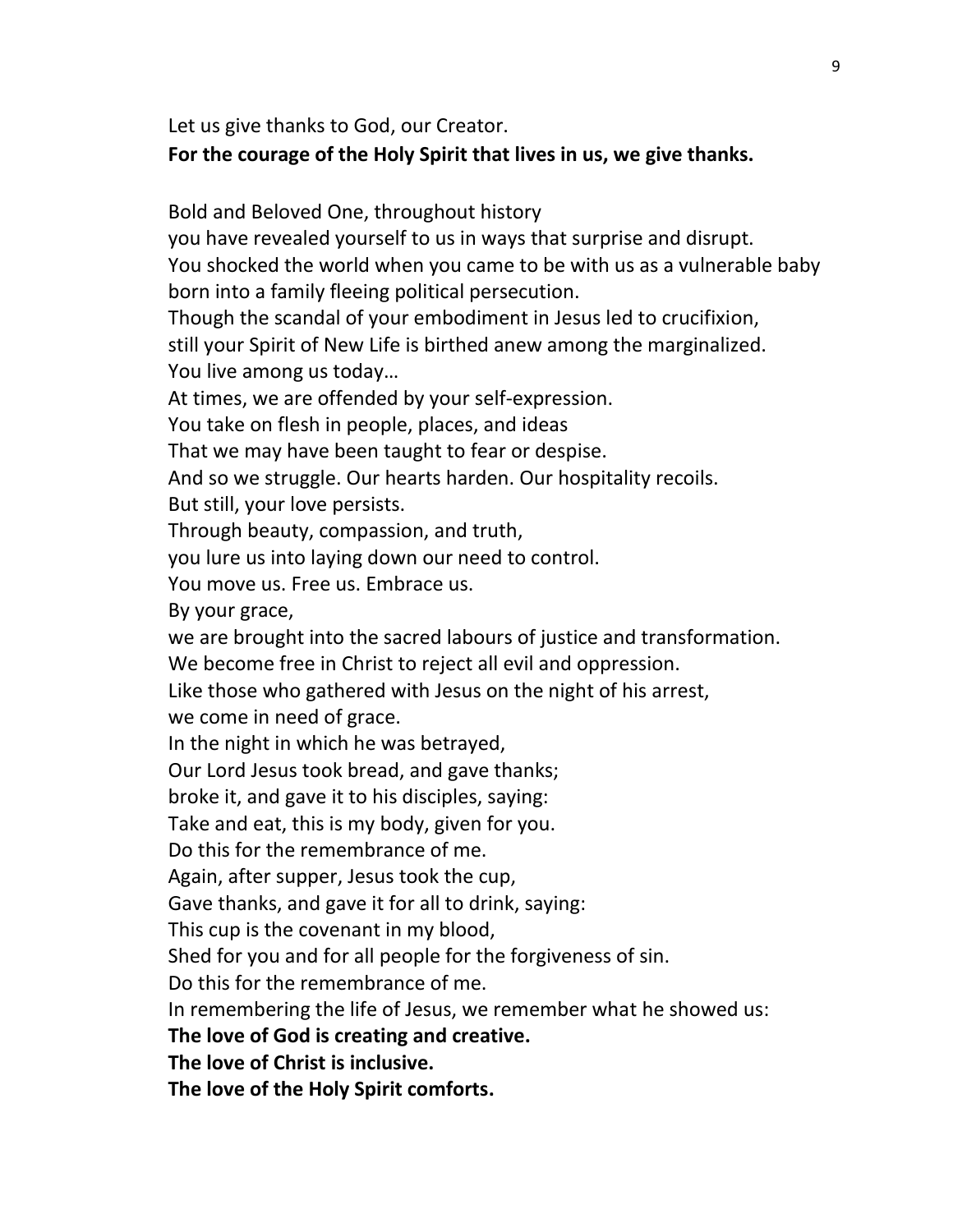Let us give thanks to God, our Creator.
**For the courage of the Holy Spirit that lives in us, we give thanks.**

Bold and Beloved One, throughout history
you have revealed yourself to us in ways that surprise and disrupt.
You shocked the world when you came to be with us as a vulnerable baby
born into a family fleeing political persecution.
Though the scandal of your embodiment in Jesus led to crucifixion,
still your Spirit of New Life is birthed anew among the marginalized.
You live among us today…
At times, we are offended by your self-expression.
You take on flesh in people, places, and ideas
That we may have been taught to fear or despise.
And so we struggle. Our hearts harden. Our hospitality recoils.
But still, your love persists.
Through beauty, compassion, and truth,
you lure us into laying down our need to control.
You move us. Free us. Embrace us.
By your grace,
we are brought into the sacred labours of justice and transformation.
We become free in Christ to reject all evil and oppression.
Like those who gathered with Jesus on the night of his arrest,
we come in need of grace.
In the night in which he was betrayed,
Our Lord Jesus took bread, and gave thanks;
broke it, and gave it to his disciples, saying:
Take and eat, this is my body, given for you.
Do this for the remembrance of me.
Again, after supper, Jesus took the cup,
Gave thanks, and gave it for all to drink, saying:
This cup is the covenant in my blood,
Shed for you and for all people for the forgiveness of sin.
Do this for the remembrance of me.
In remembering the life of Jesus, we remember what he showed us:
**The love of God is creating and creative.**
**The love of Christ is inclusive.**
**The love of the Holy Spirit comforts.**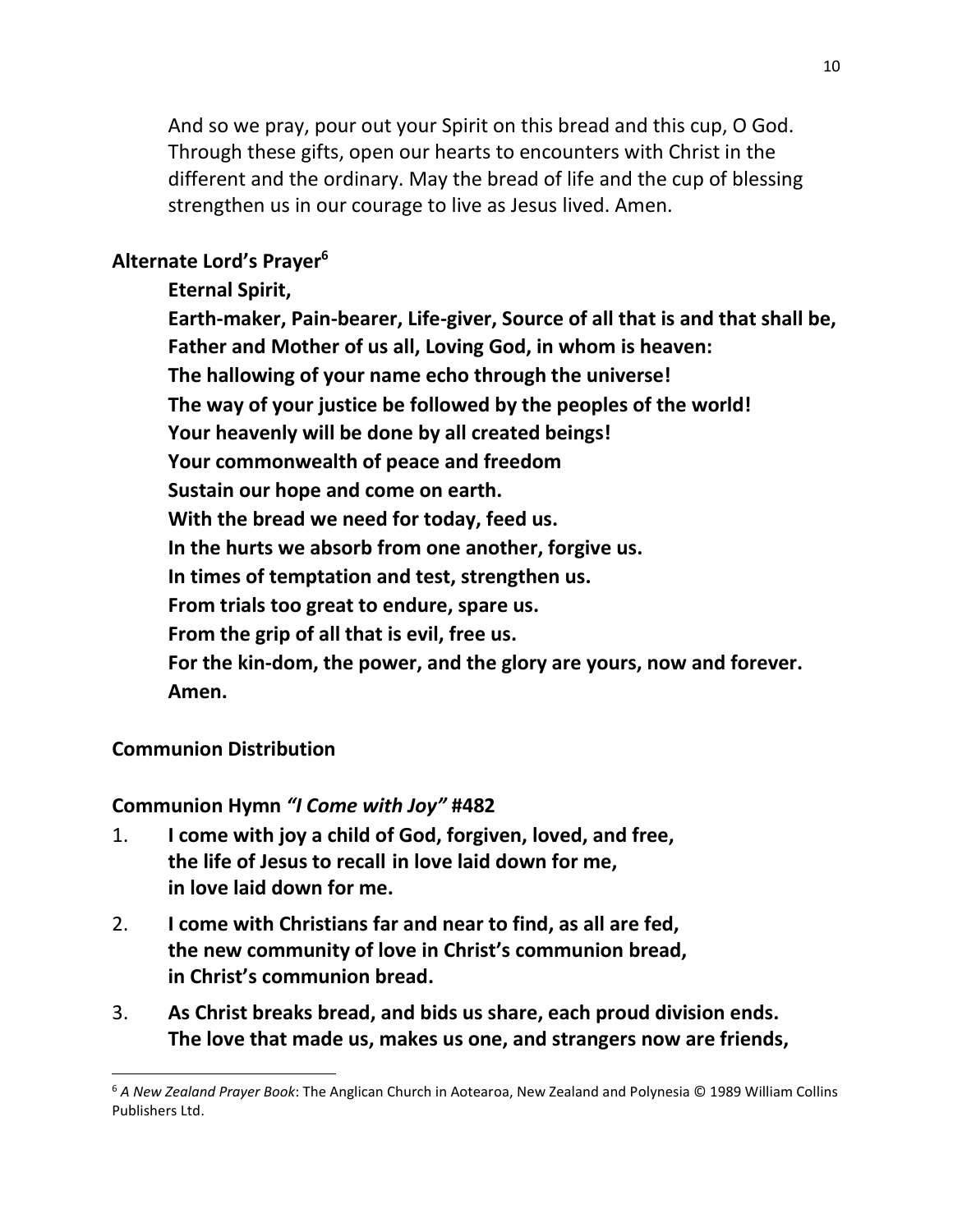And so we pray, pour out your Spirit on this bread and this cup, O God. Through these gifts, open our hearts to encounters with Christ in the different and the ordinary. May the bread of life and the cup of blessing strengthen us in our courage to live as Jesus lived. Amen.

**Alternate Lord's Prayer**[6]

**Eternal Spirit,**
**Earth-maker, Pain-bearer, Life-giver, Source of all that is and that shall be,**
**Father and Mother of us all, Loving God, in whom is heaven:**
**The hallowing of your name echo through the universe!**
**The way of your justice be followed by the peoples of the world!**
**Your heavenly will be done by all created beings!**
**Your commonwealth of peace and freedom**
**Sustain our hope and come on earth.**
**With the bread we need for today, feed us.**
**In the hurts we absorb from one another, forgive us.**
**In times of temptation and test, strengthen us.**
**From trials too great to endure, spare us.**
**From the grip of all that is evil, free us.**
**For the kin-dom, the power, and the glory are yours, now and forever.**
**Amen.**

**Communion Distribution**

**Communion Hymn *"I Come with Joy"* #482**

1. **I come with joy a child of God, forgiven, loved, and free,**
   **the life of Jesus to recall in love laid down for me,**
   **in love laid down for me.**
2. **I come with Christians far and near to find, as all are fed,**
   **the new community of love in Christ's communion bread,**
   **in Christ's communion bread.**
3. **As Christ breaks bread, and bids us share, each proud division ends.**
   **The love that made us, makes us one, and strangers now are friends,**

[6] *A New Zealand Prayer Book*: The Anglican Church in Aotearoa, New Zealand and Polynesia © 1989 William Collins Publishers Ltd.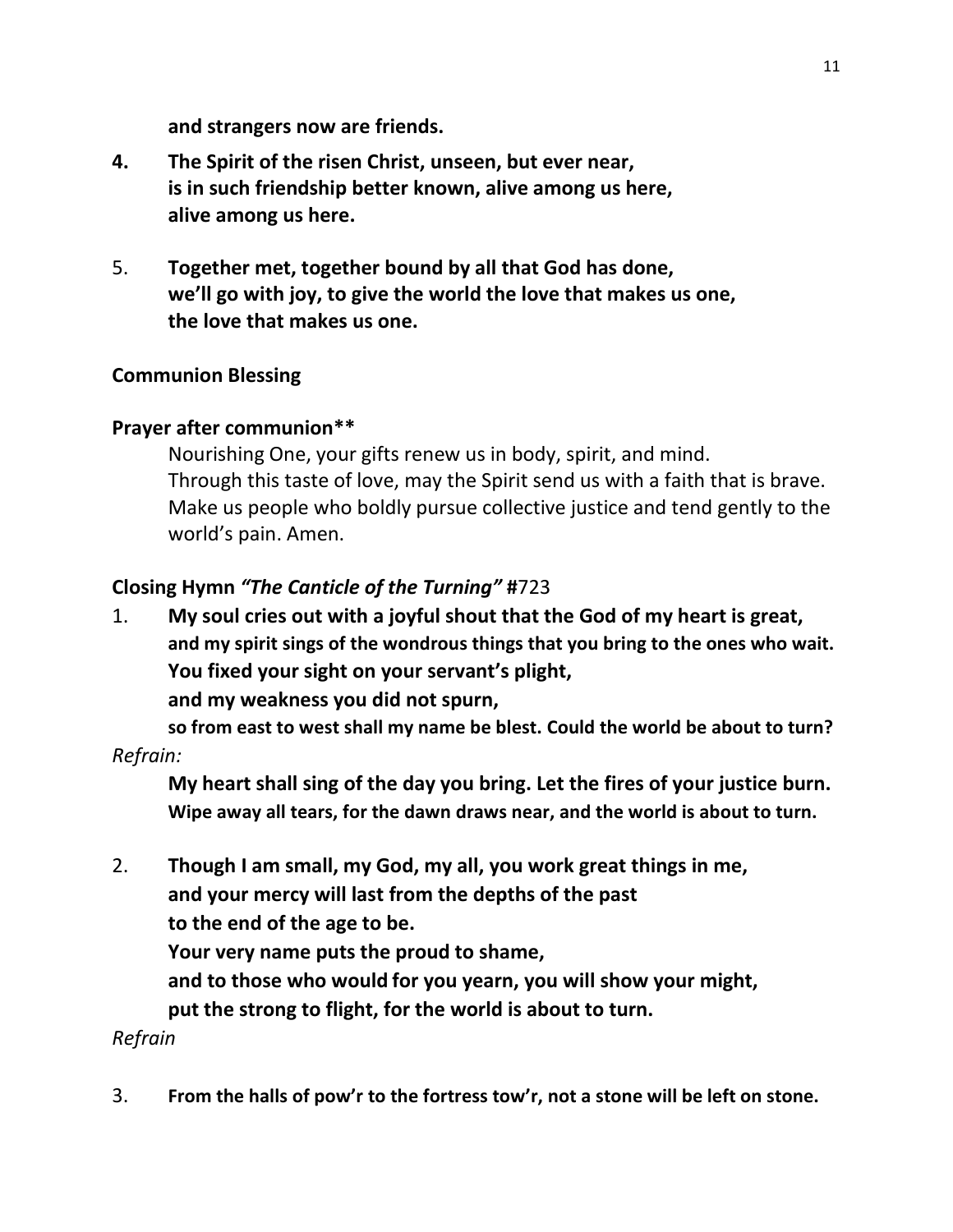**and strangers now are friends.**

**4. The Spirit of the risen Christ, unseen, but ever near,**
**is in such friendship better known, alive among us here,**
**alive among us here.**

5. **Together met, together bound by all that God has done,**
**we'll go with joy, to give the world the love that makes us one,**
**the love that makes us one.**

**Communion Blessing**

**Prayer after communion****

Nourishing One, your gifts renew us in body, spirit, and mind.
Through this taste of love, may the Spirit send us with a faith that is brave.
Make us people who boldly pursue collective justice and tend gently to the world's pain. Amen.

**Closing Hymn *"The Canticle of the Turning"* #**723

1. **My soul cries out with a joyful shout that the God of my heart is great,**
**and my spirit sings of the wondrous things that you bring to the ones who wait.**
**You fixed your sight on your servant's plight,**
**and my weakness you did not spurn,**
**so from east to west shall my name be blest. Could the world be about to turn?**

*Refrain:*

**My heart shall sing of the day you bring. Let the fires of your justice burn.**
**Wipe away all tears, for the dawn draws near, and the world is about to turn.**

2. **Though I am small, my God, my all, you work great things in me,**
**and your mercy will last from the depths of the past**
**to the end of the age to be.**
**Your very name puts the proud to shame,**
**and to those who would for you yearn, you will show your might,**
**put the strong to flight, for the world is about to turn.**

*Refrain*

3. **From the halls of pow'r to the fortress tow'r, not a stone will be left on stone.**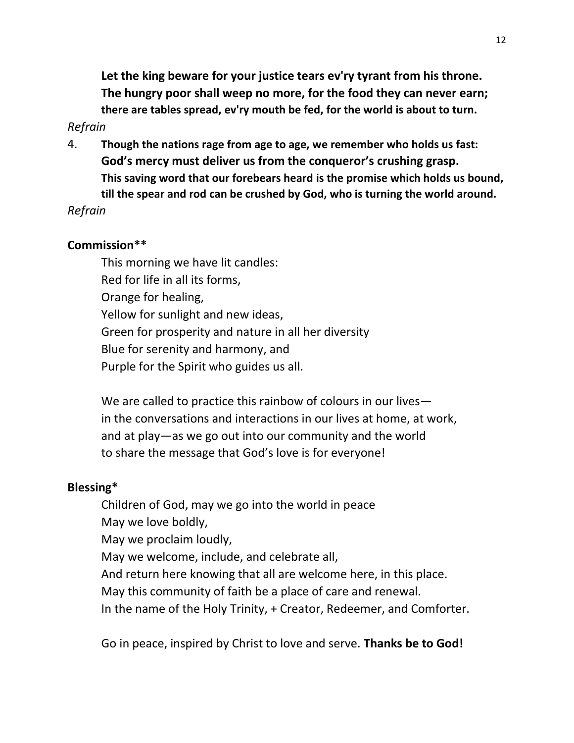**Let the king beware for your justice tears ev'ry tyrant from his throne.**
**The hungry poor shall weep no more, for the food they can never earn;**
**there are tables spread, ev'ry mouth be fed, for the world is about to turn.**

*Refrain*

4. **Though the nations rage from age to age, we remember who holds us fast:**
**God's mercy must deliver us from the conqueror's crushing grasp.**
**This saving word that our forebears heard is the promise which holds us bound,**
**till the spear and rod can be crushed by God, who is turning the world around.**

*Refrain*

**Commission****

This morning we have lit candles:
Red for life in all its forms,
Orange for healing,
Yellow for sunlight and new ideas,
Green for prosperity and nature in all her diversity
Blue for serenity and harmony, and
Purple for the Spirit who guides us all.

We are called to practice this rainbow of colours in our lives—
in the conversations and interactions in our lives at home, at work,
and at play—as we go out into our community and the world
to share the message that God's love is for everyone!

**Blessing***

Children of God, may we go into the world in peace
May we love boldly,
May we proclaim loudly,
May we welcome, include, and celebrate all,
And return here knowing that all are welcome here, in this place.
May this community of faith be a place of care and renewal.
In the name of the Holy Trinity, + Creator, Redeemer, and Comforter.

Go in peace, inspired by Christ to love and serve. **Thanks be to God!**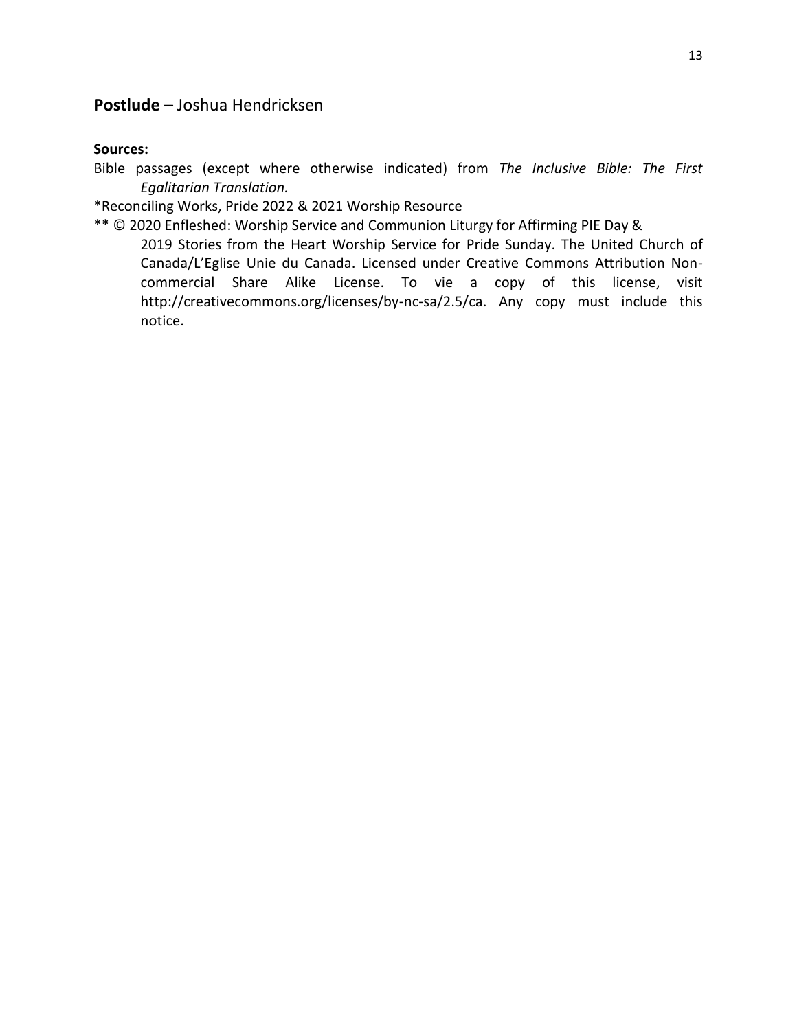**Postlude** – Joshua Hendricksen

**Sources:**

Bible passages (except where otherwise indicated) from *The Inclusive Bible: The First Egalitarian Translation.*

*Reconciling Works, Pride 2022 & 2021 Worship Resource

** © 2020 Enfleshed: Worship Service and Communion Liturgy for Affirming PIE Day & 2019 Stories from the Heart Worship Service for Pride Sunday. The United Church of Canada/L'Eglise Unie du Canada. Licensed under Creative Commons Attribution Non-commercial Share Alike License. To vie a copy of this license, visit http://creativecommons.org/licenses/by-nc-sa/2.5/ca. Any copy must include this notice.